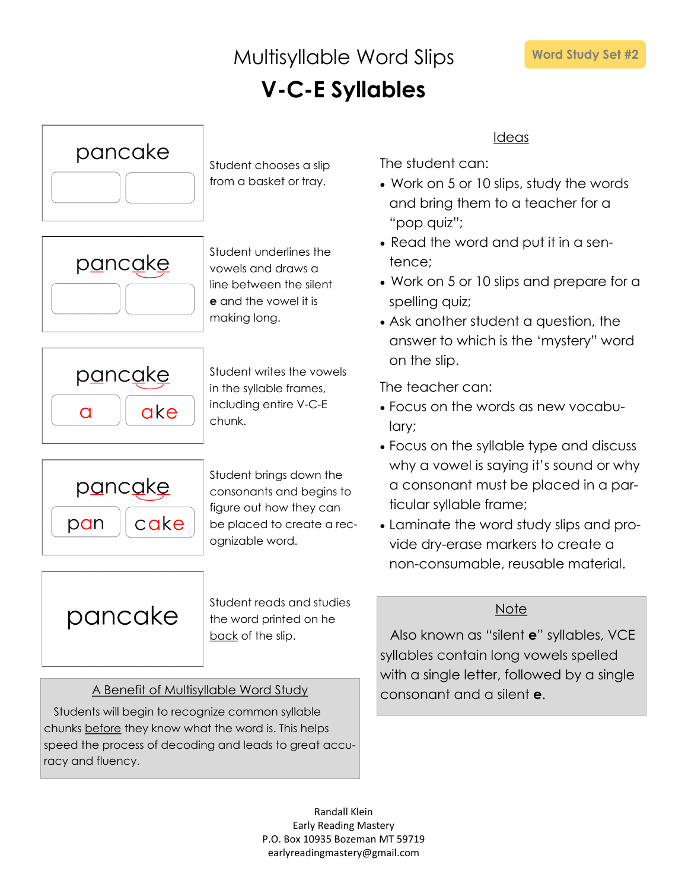# Multisyllable Word Slips

Word Study Set #2

## V-C-E Syllables

| Slip | Step |
| --- | --- |
| pancake [ ] [ ] | Student chooses a slip from a basket or tray. |
| pancake [ ] [ ] | Student underlines the vowels and draws a line between the silent **e** and the vowel it is making long. |
| pancake [ a ] [ ake ] | Student writes the vowels in the syllable frames, including entire V-C-E chunk. |
| pancake [ pan ] [ cake ] | Student brings down the consonants and begins to figure out how they can be placed to create a recognizable word. |
| pancake | Student reads and studies the word printed on he <u>back</u> of the slip. |

### <u>A Benefit of Multisyllable Word Study</u>

Students will begin to recognize common syllable chunks <u>before</u> they know what the word is. This helps speed the process of decoding and leads to great accuracy and fluency.

### <u>Ideas</u>

The student can:

- Work on 5 or 10 slips, study the words and bring them to a teacher for a "pop quiz";
- Read the word and put it in a sentence;
- Work on 5 or 10 slips and prepare for a spelling quiz;
- Ask another student a question, the answer to which is the 'mystery" word on the slip.

The teacher can:

- Focus on the words as new vocabulary;
- Focus on the syllable type and discuss why a vowel is saying it's sound or why a consonant must be placed in a particular syllable frame;
- Laminate the word study slips and provide dry-erase markers to create a non-consumable, reusable material.

### <u>Note</u>

Also known as "silent **e**" syllables, VCE syllables contain long vowels spelled with a single letter, followed by a single consonant and a silent **e**.

Randall Klein
Early Reading Mastery
P.O. Box 10935 Bozeman MT 59719
earlyreadingmastery@gmail.com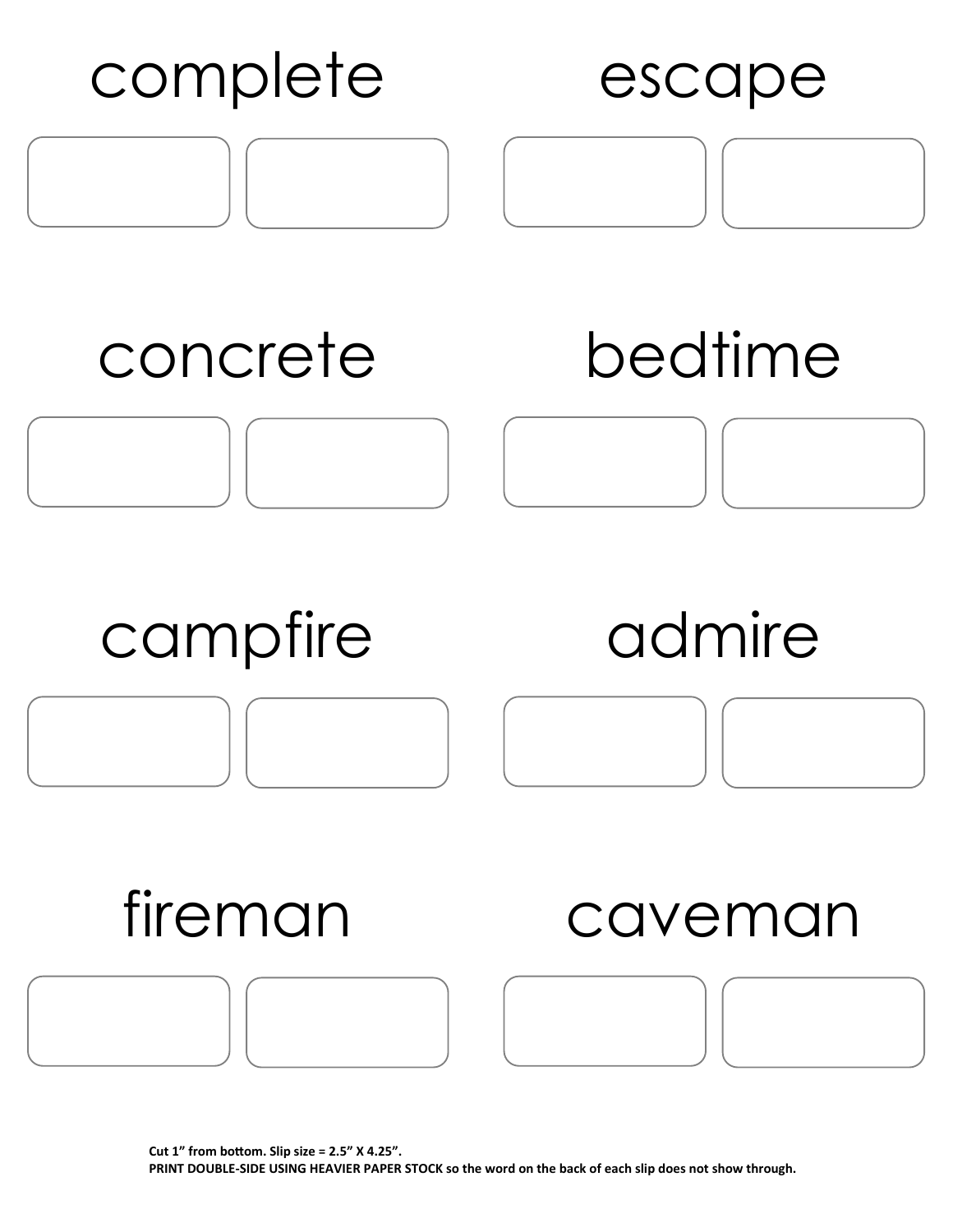complete

escape

concrete

bedtime

campfire

admire

fireman

caveman

**Cut 1" from bottom. Slip size = 2.5" X 4.25".**
**PRINT DOUBLE-SIDE USING HEAVIER PAPER STOCK so the word on the back of each slip does not show through.**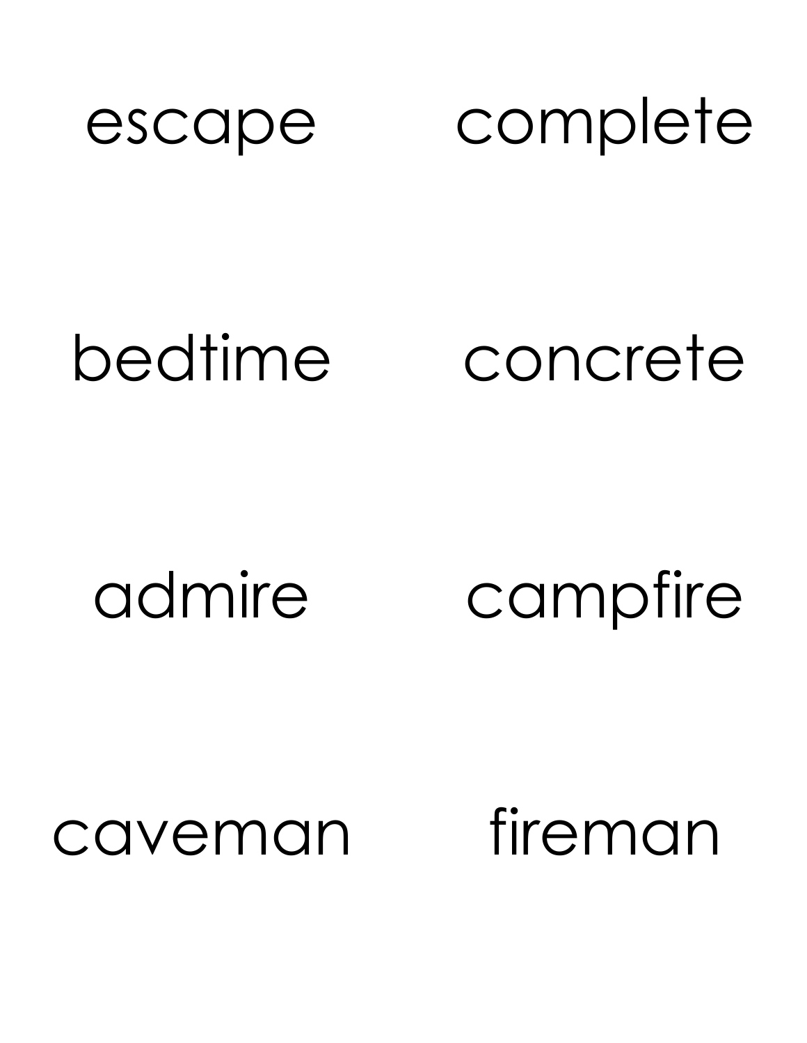escape

complete

bedtime

concrete

admire

campfire

caveman

fireman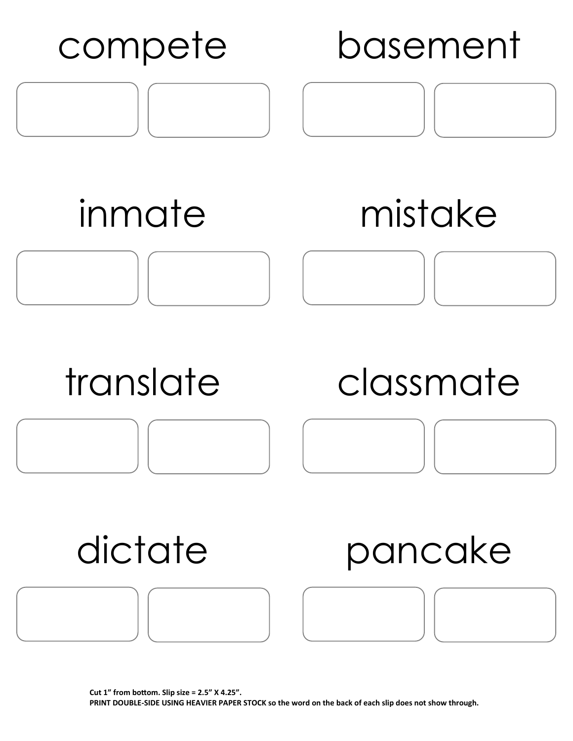compete

basement

inmate

mistake

translate

classmate

dictate

pancake

**Cut 1" from bottom. Slip size = 2.5" X 4.25".**
**PRINT DOUBLE-SIDE USING HEAVIER PAPER STOCK so the word on the back of each slip does not show through.**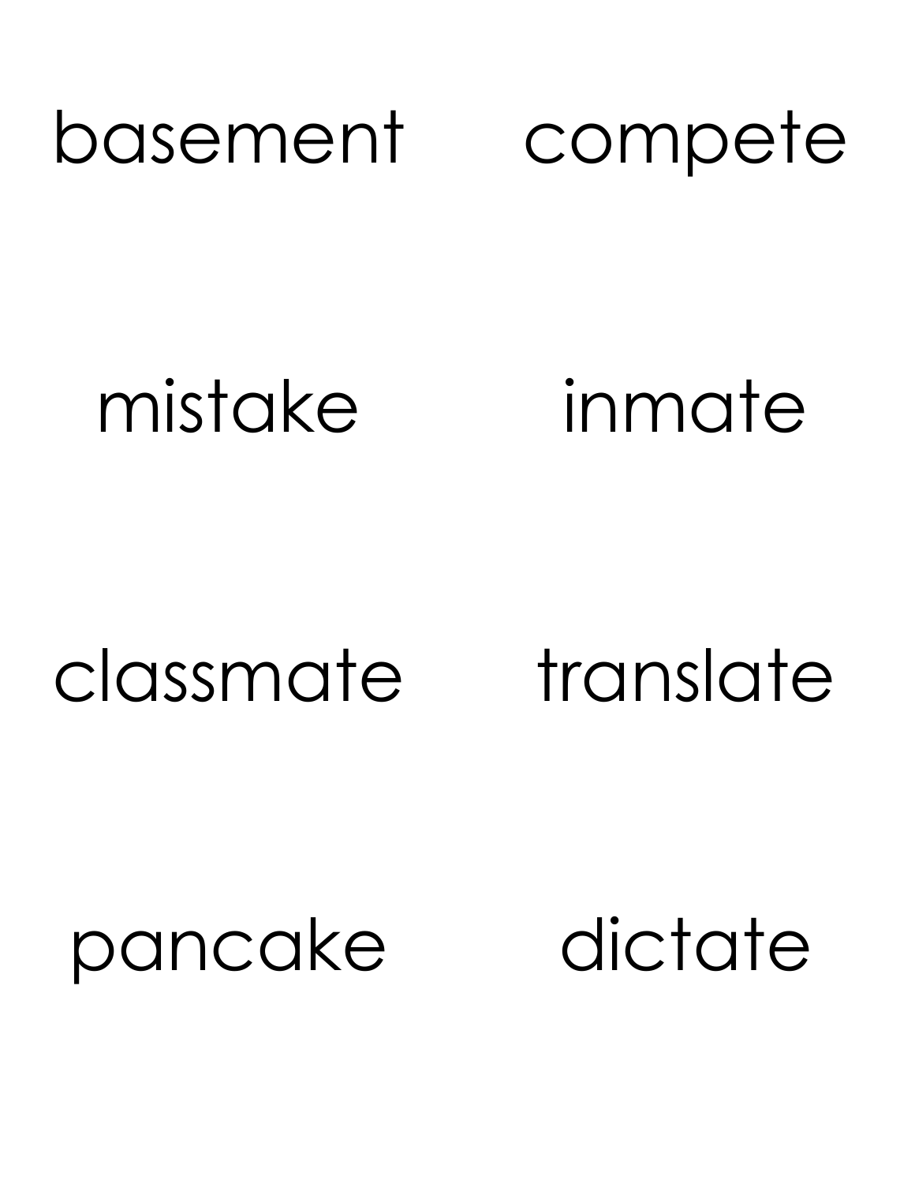basement compete

mistake inmate

classmate translate

pancake dictate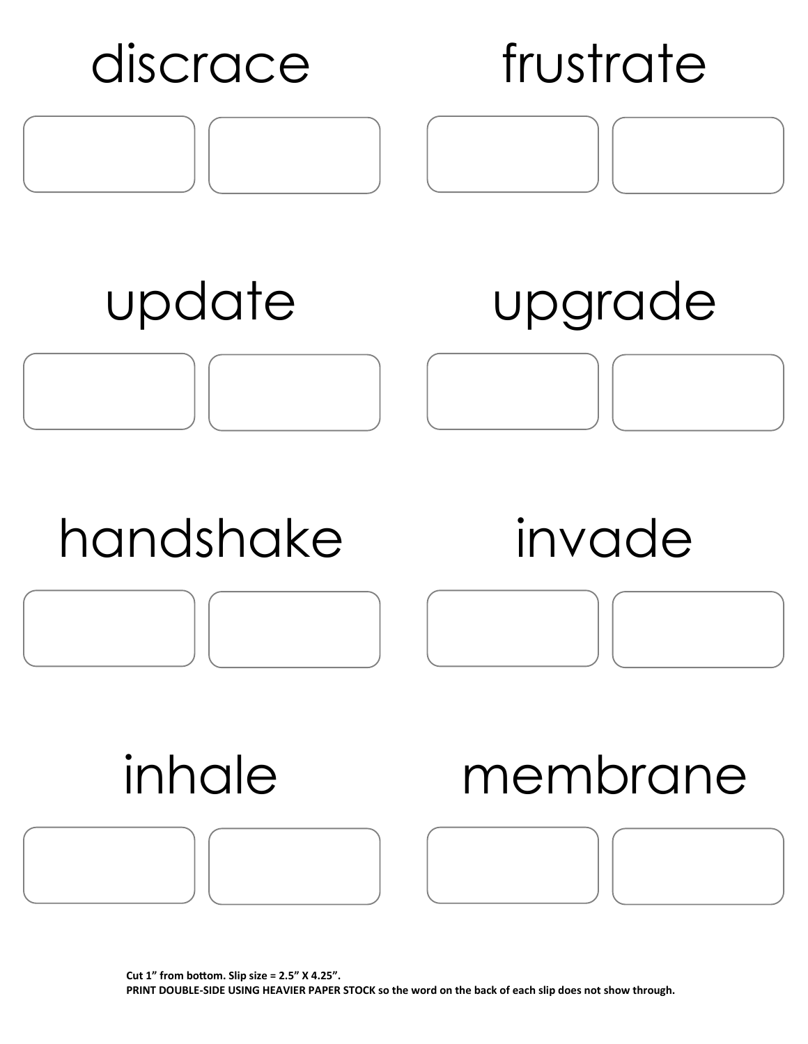discrace

frustrate

update

upgrade

handshake

invade

inhale

membrane

**Cut 1" from bottom. Slip size = 2.5" X 4.25".**
**PRINT DOUBLE-SIDE USING HEAVIER PAPER STOCK so the word on the back of each slip does not show through.**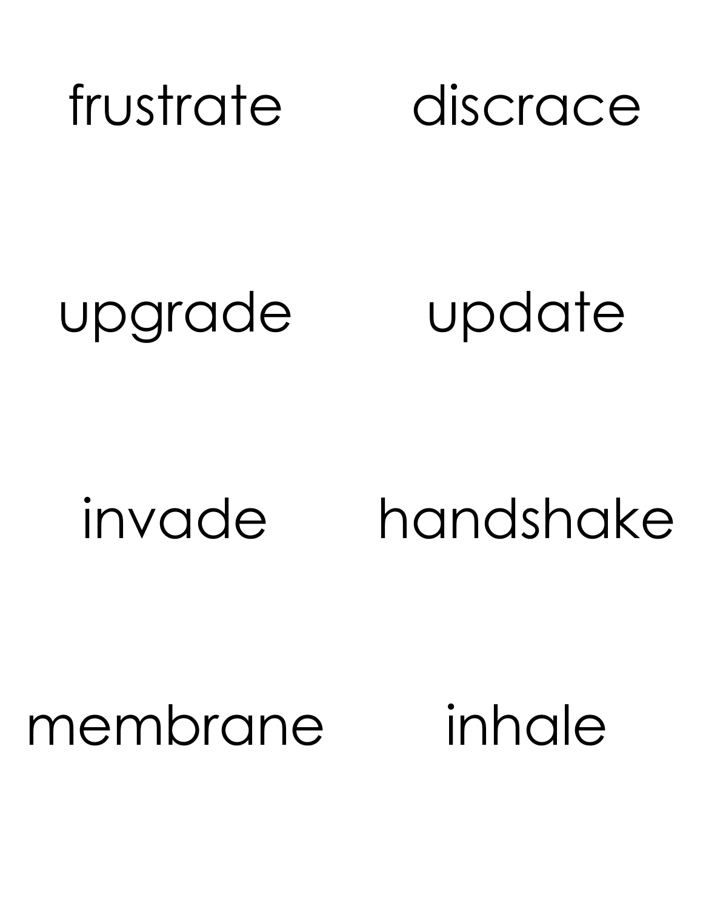frustrate discrace

upgrade update

invade handshake

membrane inhale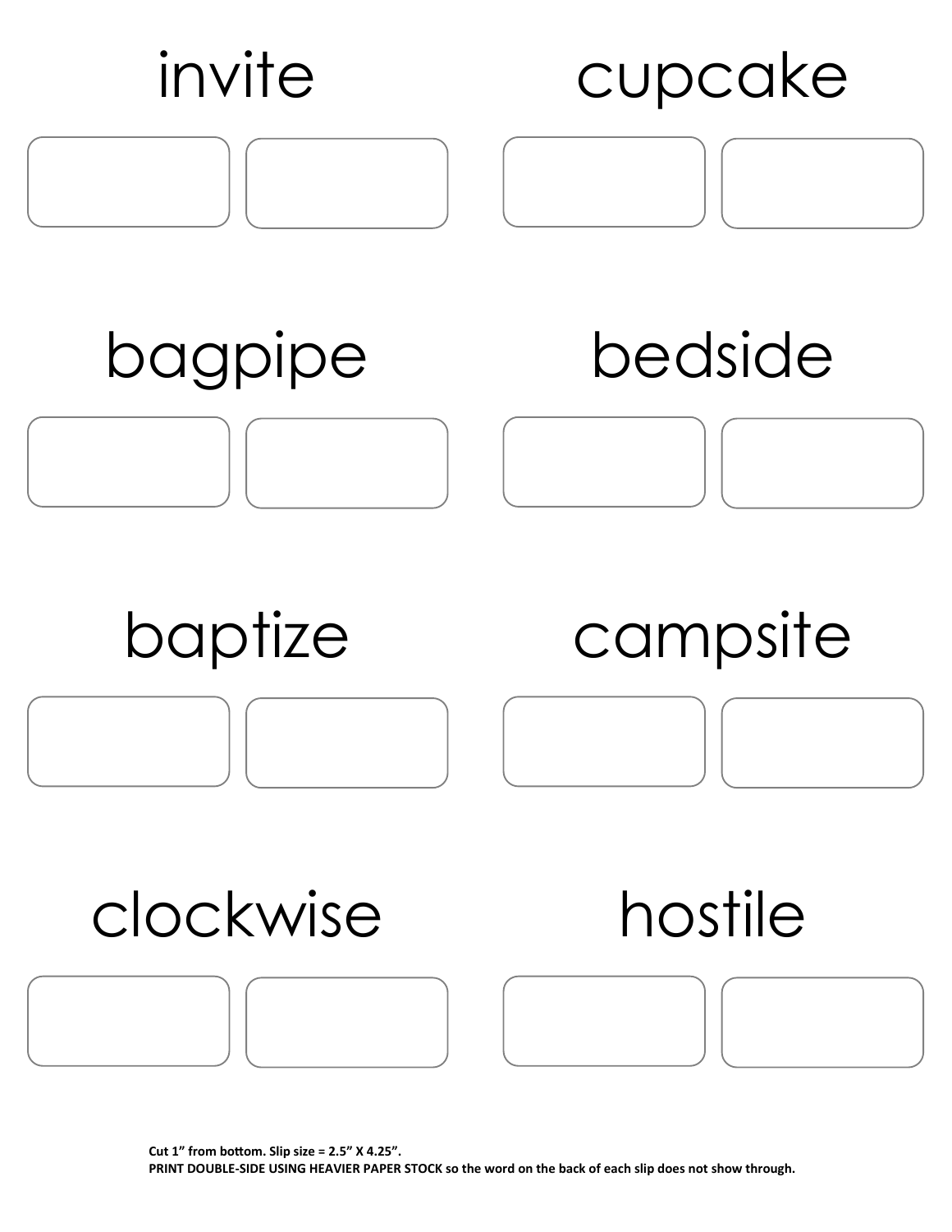invite

cupcake

bagpipe

bedside

baptize

campsite

clockwise

hostile

**Cut 1" from bottom. Slip size = 2.5" X 4.25".**
**PRINT DOUBLE-SIDE USING HEAVIER PAPER STOCK so the word on the back of each slip does not show through.**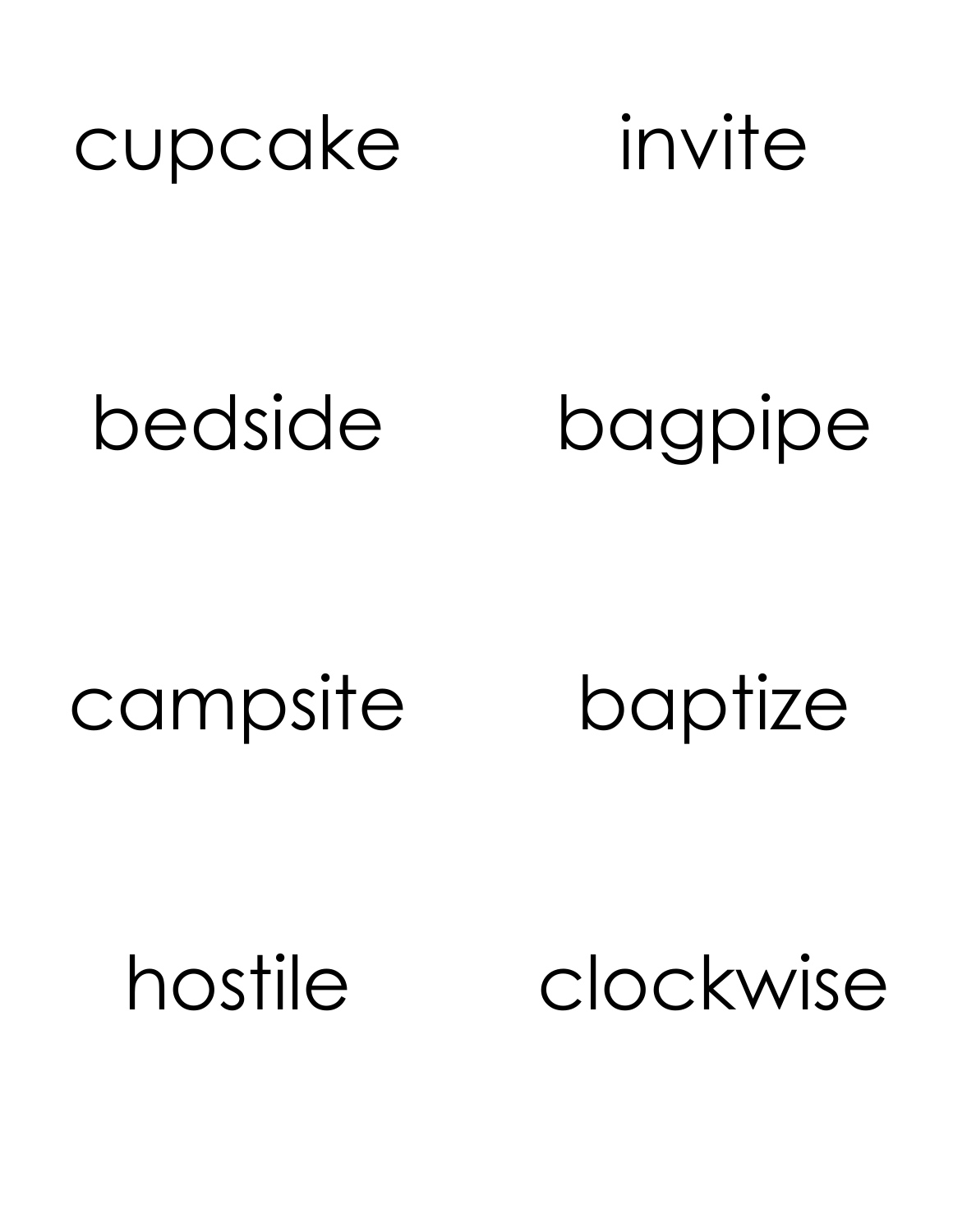cupcake

invite

bedside

bagpipe

campsite

baptize

hostile

clockwise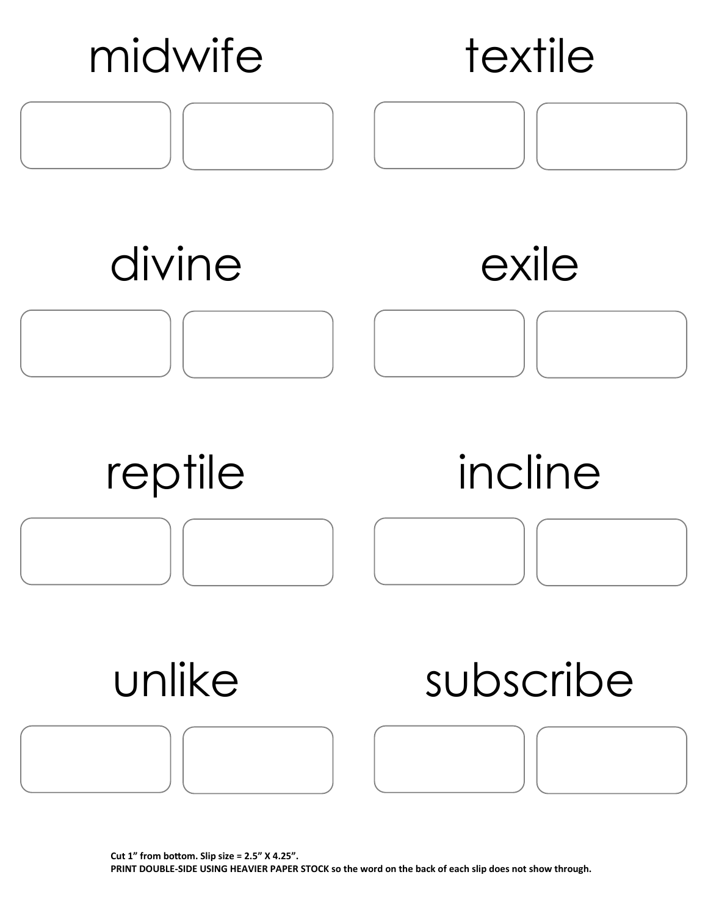midwife

textile

divine

exile

reptile

incline

unlike

subscribe

**Cut 1" from bottom. Slip size = 2.5" X 4.25".**
**PRINT DOUBLE-SIDE USING HEAVIER PAPER STOCK so the word on the back of each slip does not show through.**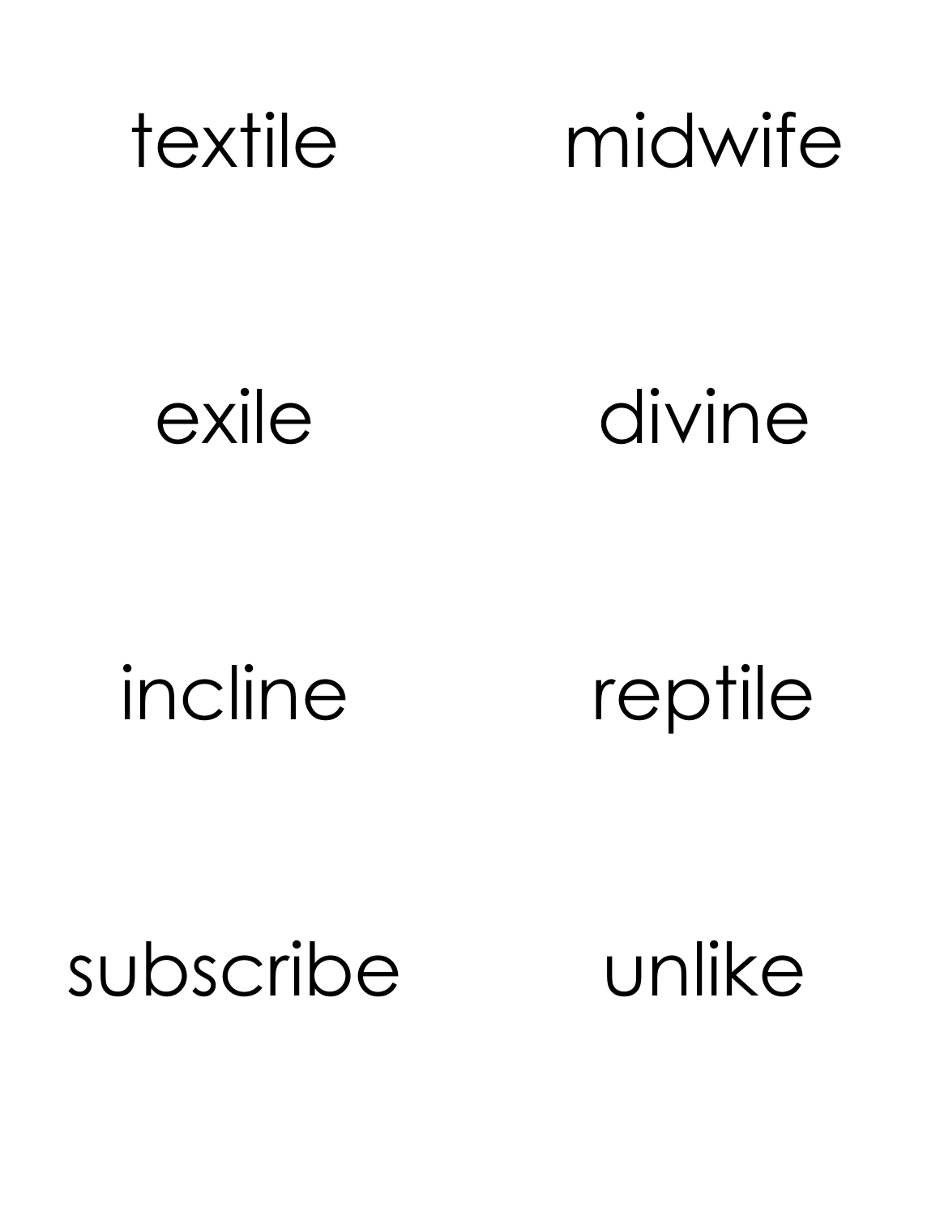textile

midwife

exile

divine

incline

reptile

subscribe

unlike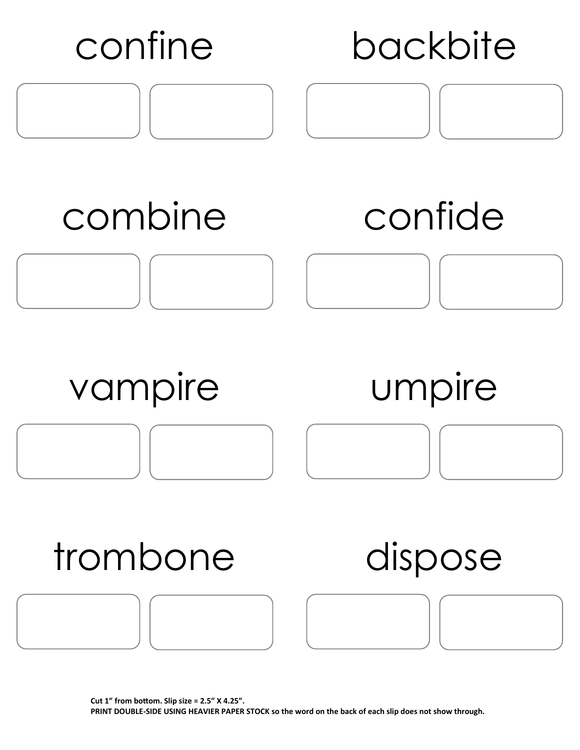confine

backbite

combine

confide

vampire

umpire

trombone

dispose

**Cut 1" from bottom. Slip size = 2.5" X 4.25".**
**PRINT DOUBLE-SIDE USING HEAVIER PAPER STOCK so the word on the back of each slip does not show through.**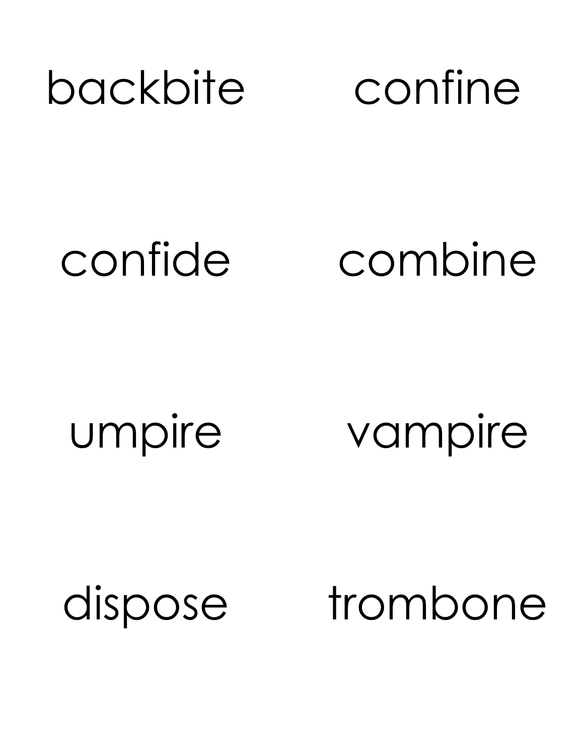backbite confine

confide combine

umpire vampire

dispose trombone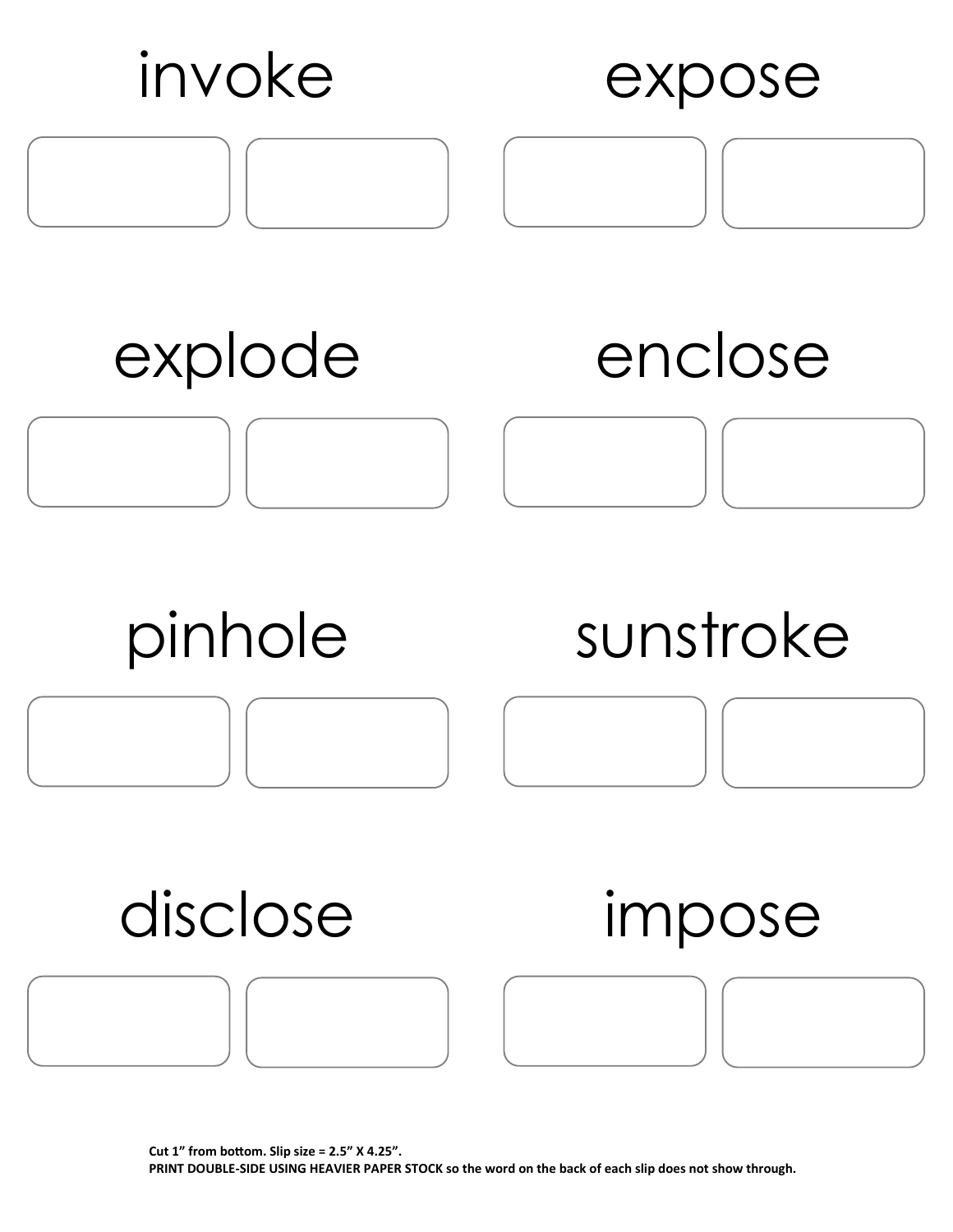invoke

expose

explode

enclose

pinhole

sunstroke

disclose

impose

**Cut 1" from bottom. Slip size = 2.5" X 4.25".**
**PRINT DOUBLE-SIDE USING HEAVIER PAPER STOCK so the word on the back of each slip does not show through.**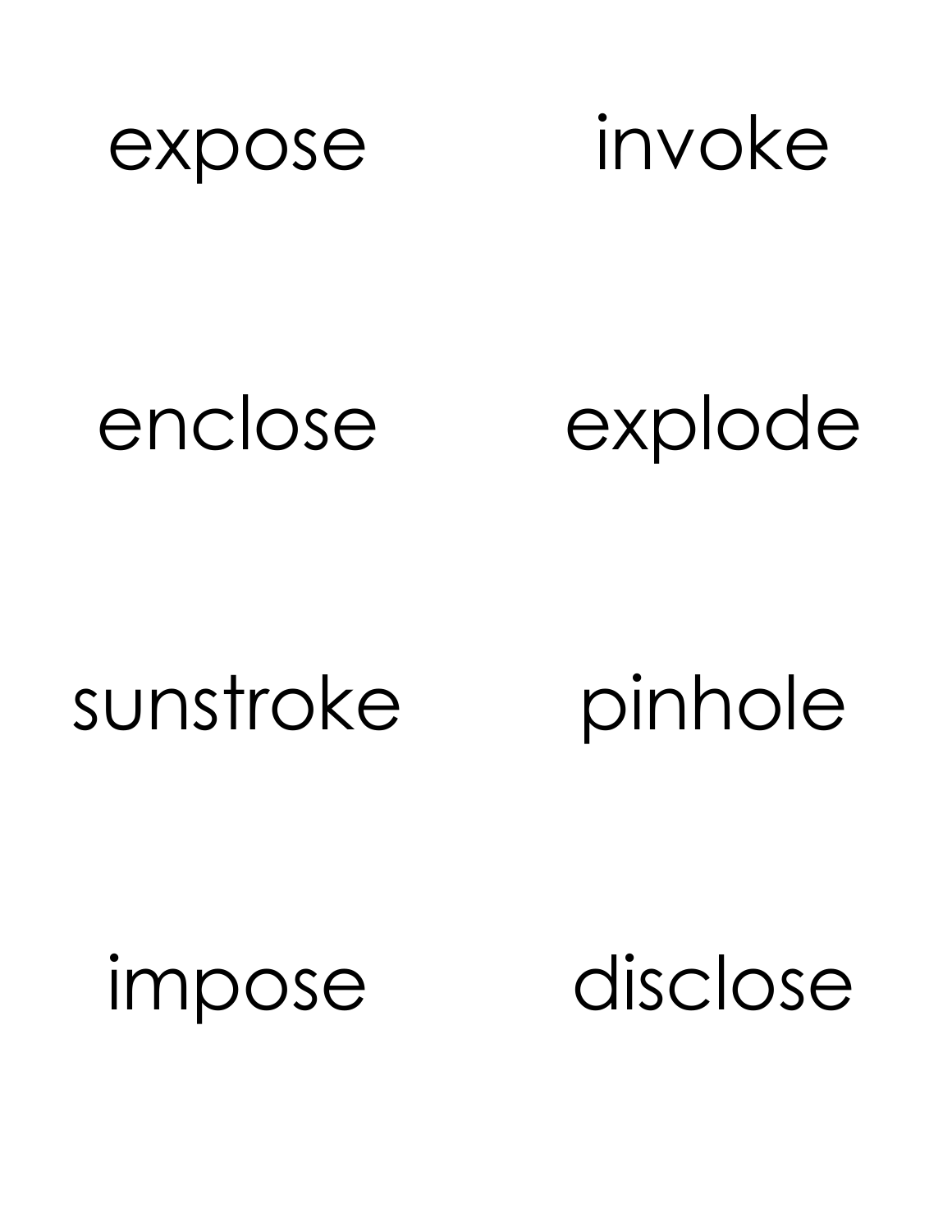expose

invoke

enclose

explode

sunstroke

pinhole

impose

disclose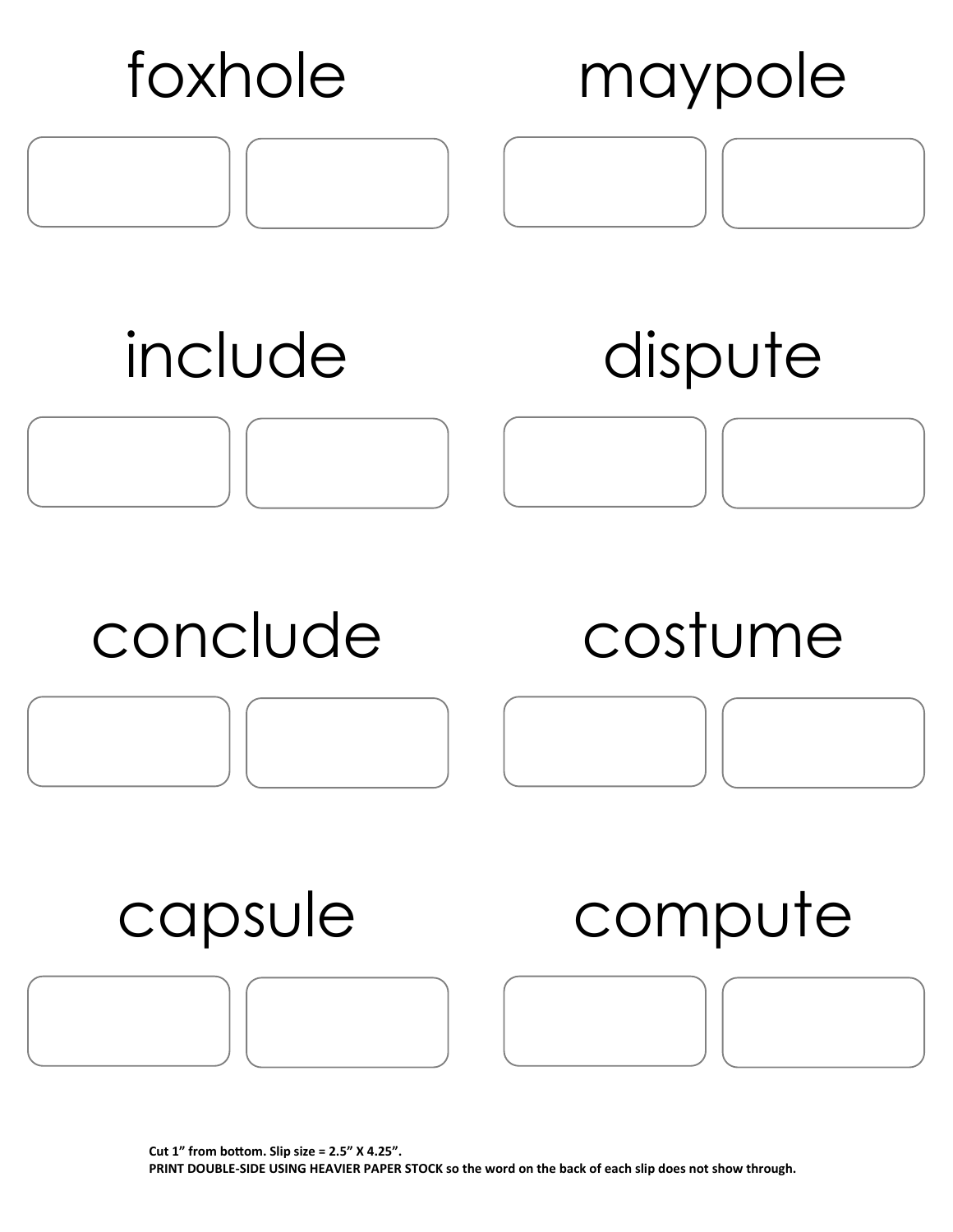foxhole

maypole

include

dispute

conclude

costume

capsule

compute

**Cut 1" from bottom. Slip size = 2.5" X 4.25".**
**PRINT DOUBLE-SIDE USING HEAVIER PAPER STOCK so the word on the back of each slip does not show through.**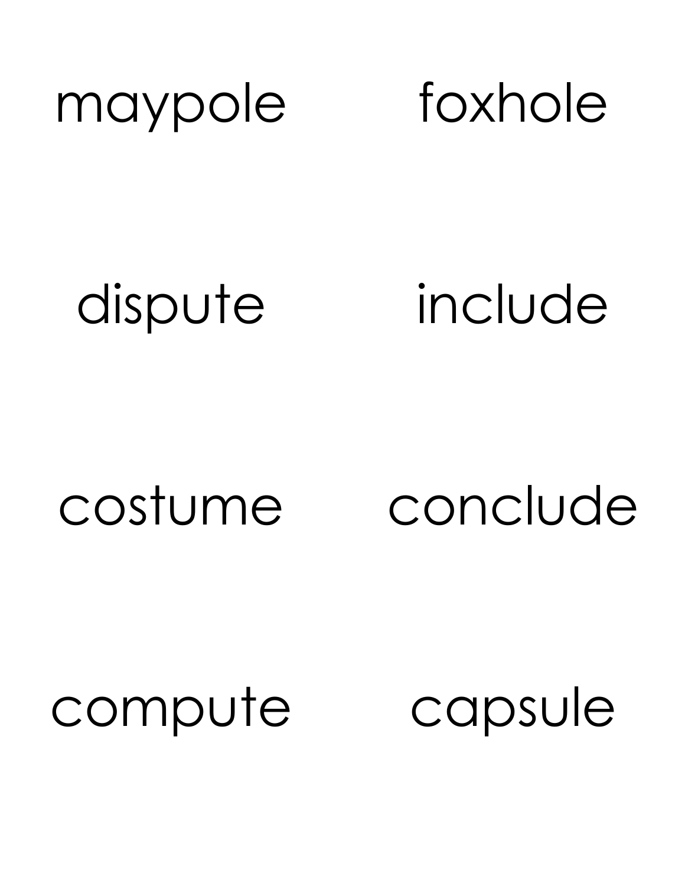maypole foxhole

dispute include

costume conclude

compute capsule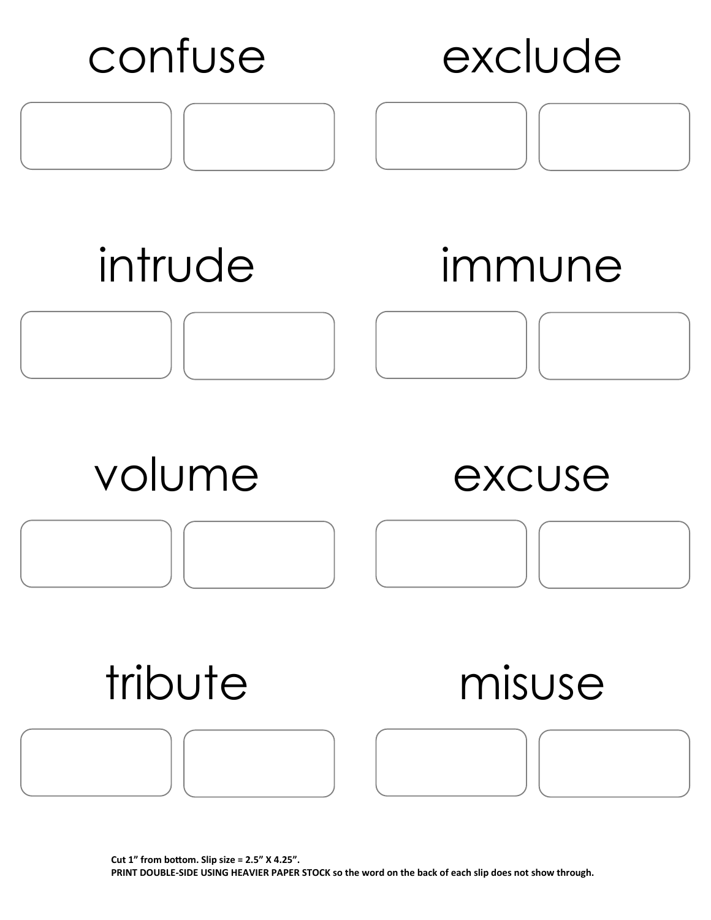confuse

exclude

intrude

immune

volume

excuse

tribute

misuse

**Cut 1" from bottom. Slip size = 2.5" X 4.25".**
**PRINT DOUBLE-SIDE USING HEAVIER PAPER STOCK so the word on the back of each slip does not show through.**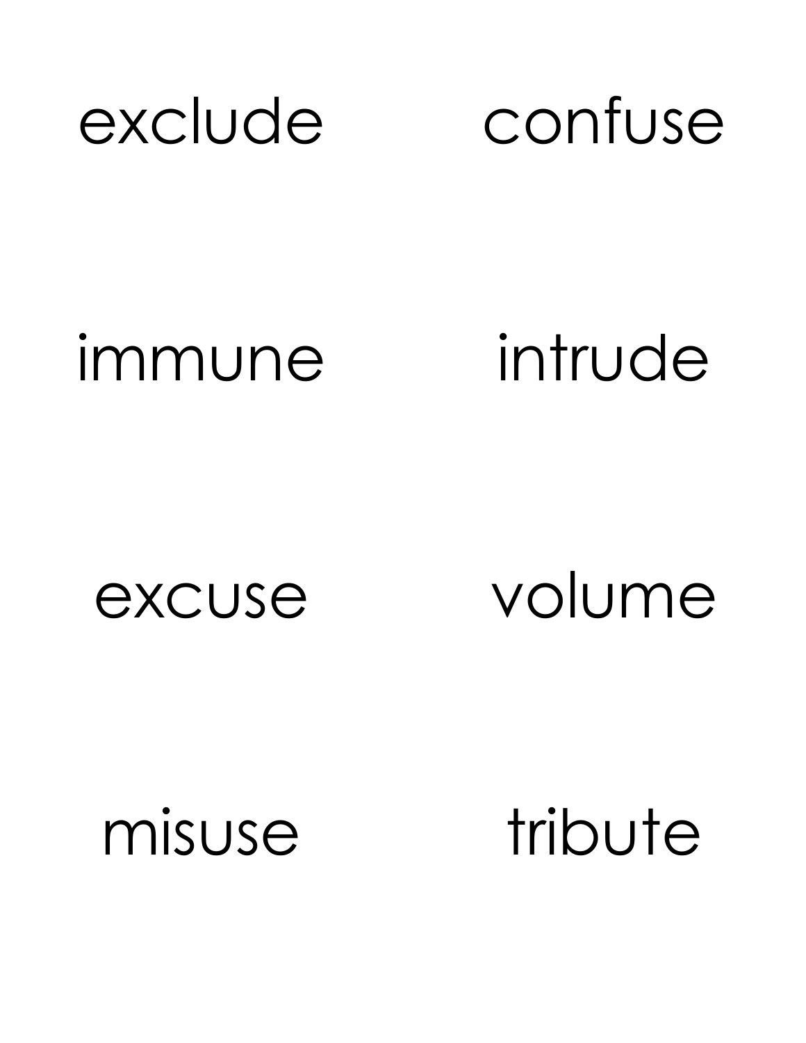exclude

confuse

immune

intrude

excuse

volume

misuse

tribute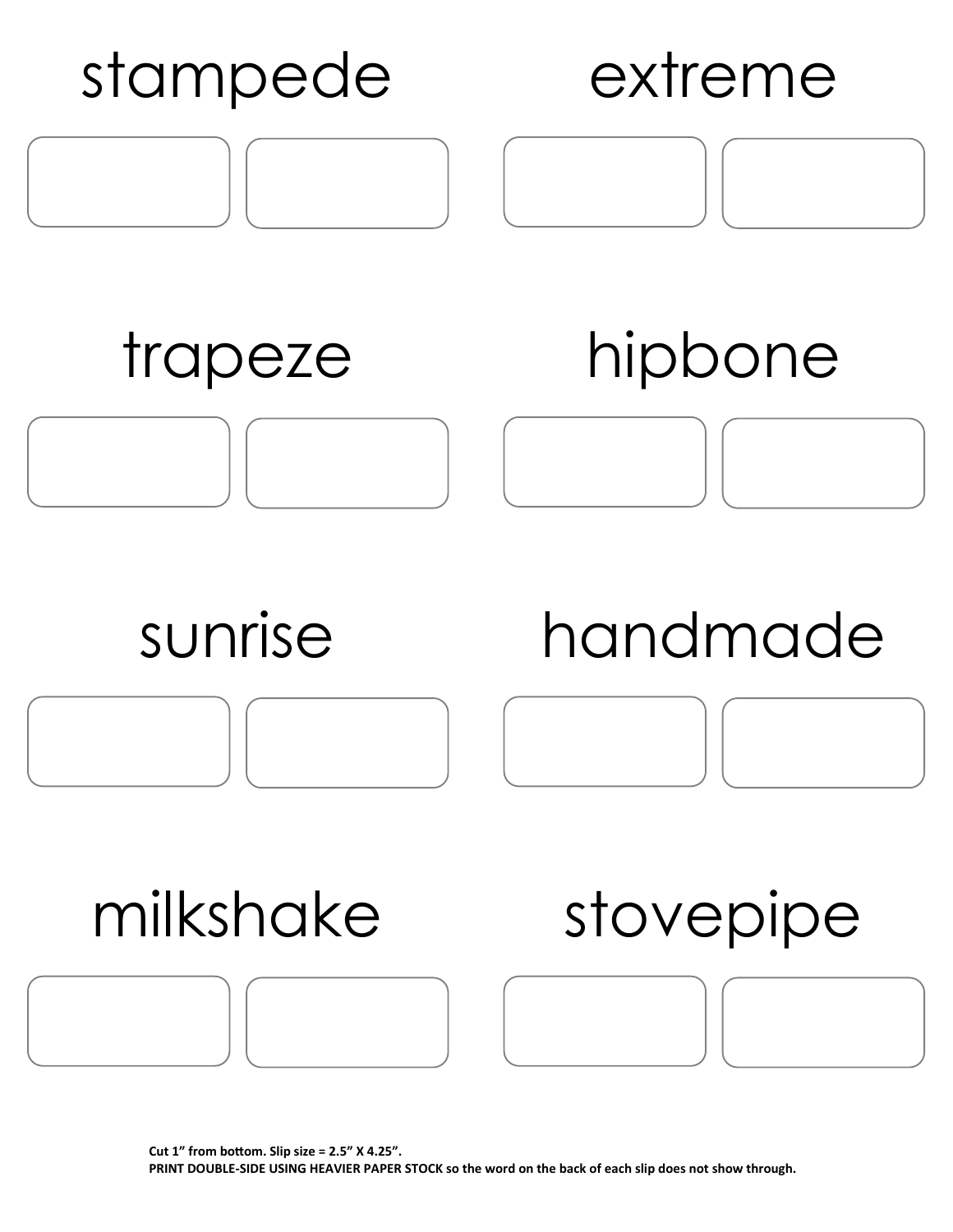stampede

extreme

trapeze

hipbone

sunrise

handmade

milkshake

stovepipe

**Cut 1" from bottom. Slip size = 2.5" X 4.25".**
**PRINT DOUBLE-SIDE USING HEAVIER PAPER STOCK so the word on the back of each slip does not show through.**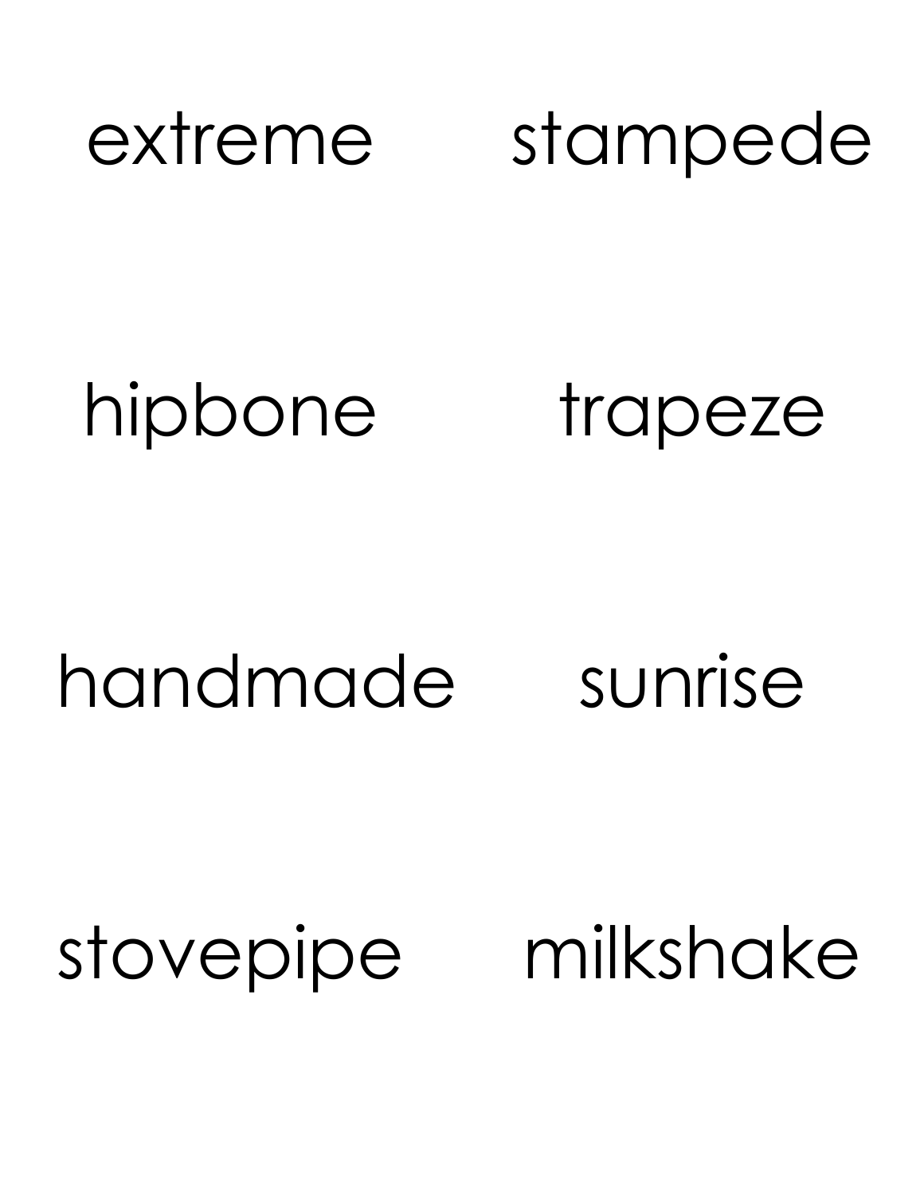extreme stampede

hipbone trapeze

handmade sunrise

stovepipe milkshake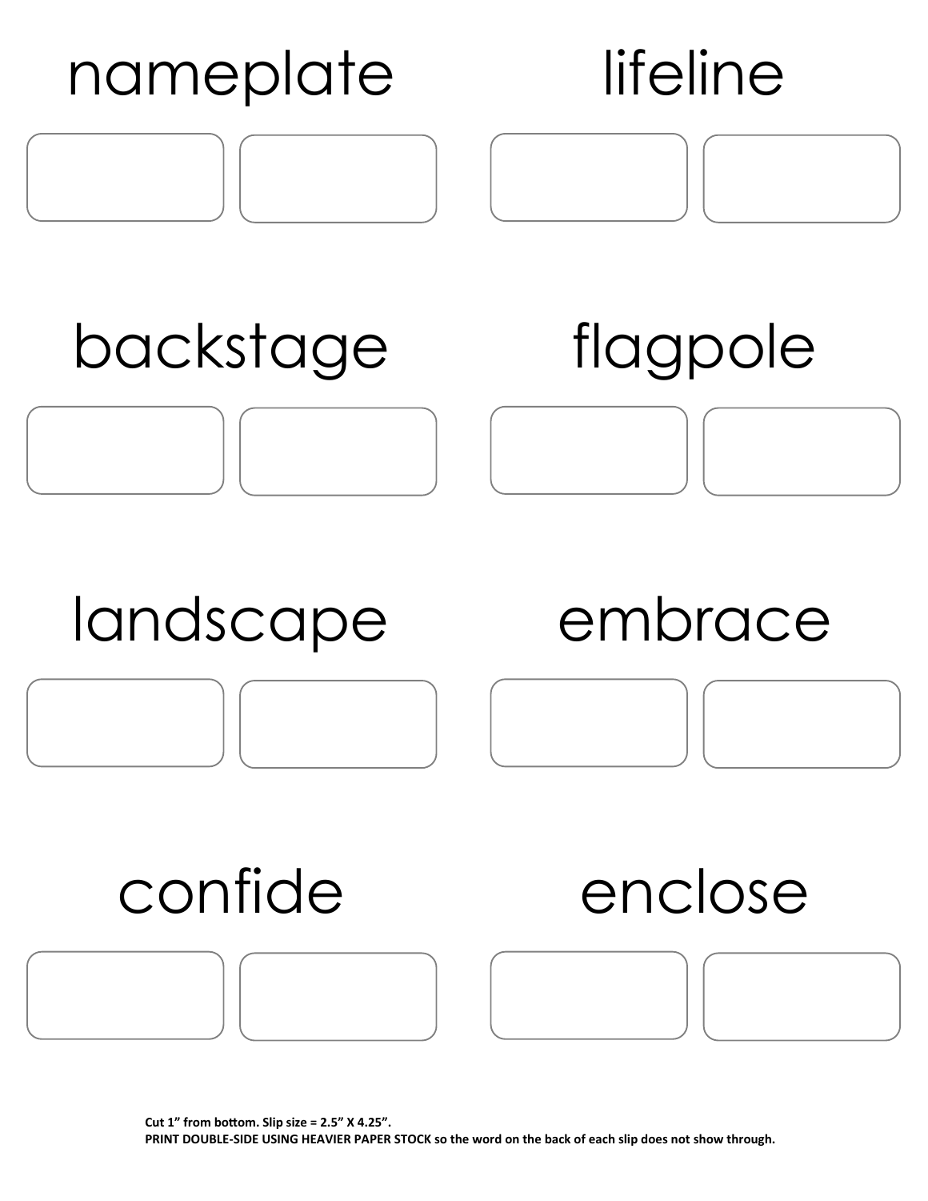nameplate

lifeline

backstage

flagpole

landscape

embrace

confide

enclose

**Cut 1" from bottom. Slip size = 2.5" X 4.25".**
**PRINT DOUBLE-SIDE USING HEAVIER PAPER STOCK so the word on the back of each slip does not show through.**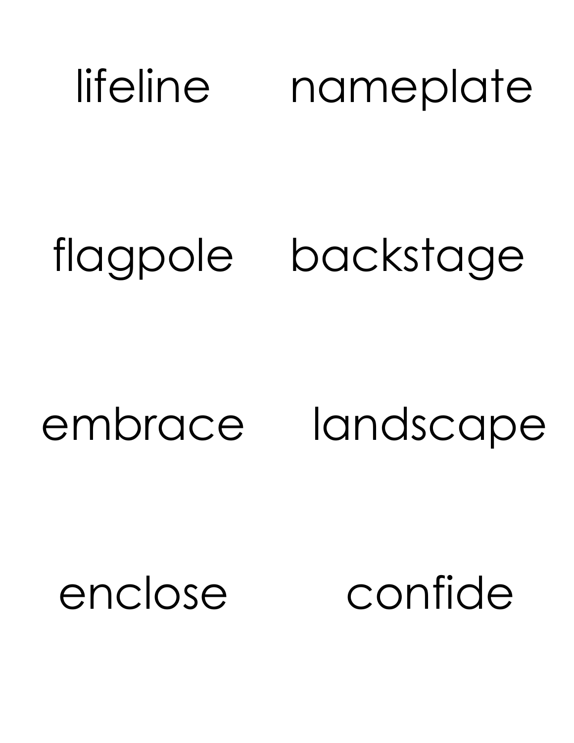lifeline nameplate

flagpole backstage

embrace landscape

enclose confide